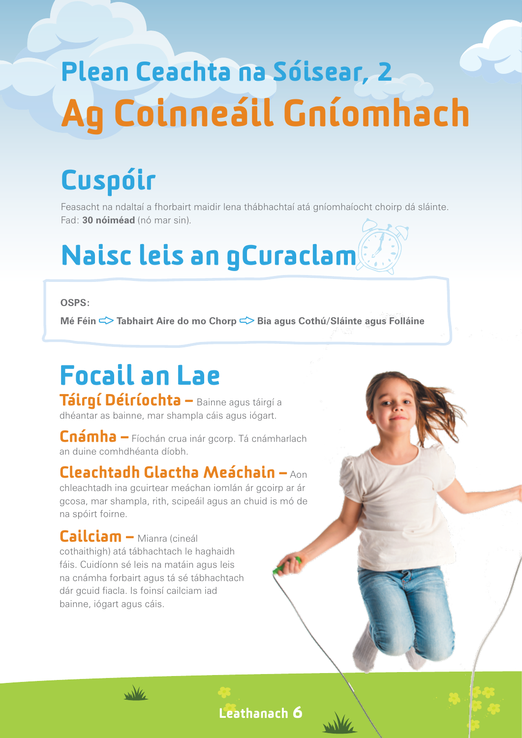# Plean Ceachta na Sóisear, 2

# Ag Coinneáil Gníomhach

## Cuspóir

Feasacht na ndaltaí a fhorbairt maidir lena thábhachtaí atá gníomhaíocht choirp dá sláinte.
Fad: **30 nóiméad** (nó mar sin).

## Naisc leis an gCuraclam

**OSPS:**

**Mé Féin ➪ Tabhairt Aire do mo Chorp ➪ Bia agus Cothú/Sláinte agus Folláine**

## Focail an Lae

**Táirgí Déiríochta –** Bainne agus táirgí a dhéantar as bainne, mar shampla cáis agus iógart.

**Cnámha –** Fíochán crua inár gcorp. Tá cnámharlach an duine comhdhéanta díobh.

**Cleachtadh Glactha Meáchain –** Aon chleachtadh ina gcuirtear meáchan iomlán ár gcoirp ar ár gcosa, mar shampla, rith, scipeáil agus an chuid is mó de na spóirt foirne.

**Cailciam –** Mianra (cineál cothaithigh) atá tábhachtach le haghaidh fáis. Cuidíonn sé leis na matáin agus leis na cnámha forbairt agus tá sé tábhachtach dár gcuid fiacla. Is foinsí cailciam iad bainne, iógart agus cáis.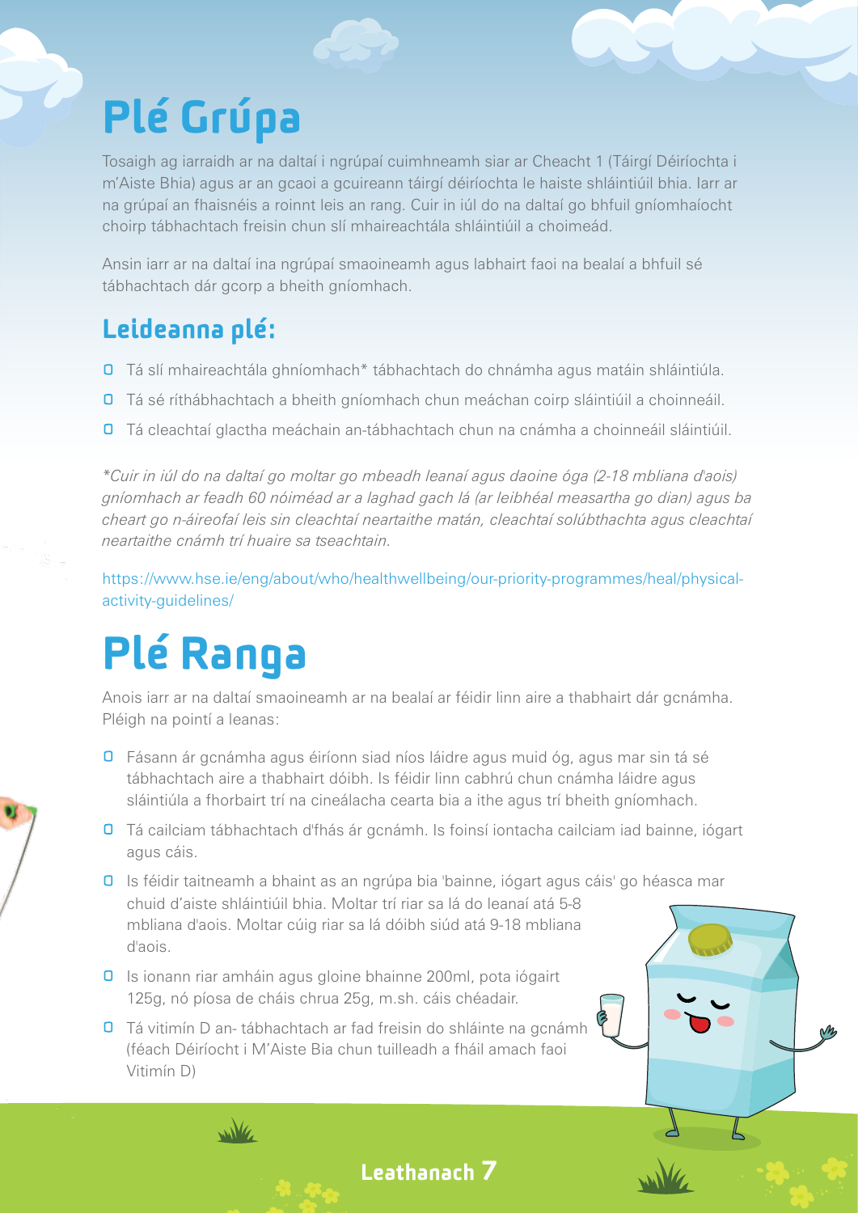# Plé Grúpa

Tosaigh ag iarraidh ar na daltaí i ngrúpaí cuimhneamh siar ar Cheacht 1 (Táirgí Déiríochta i m'Aiste Bhia) agus ar an gcaoi a gcuireann táirgí déiríochta le haiste shláintiúil bhia. Iarr ar na grúpaí an fhaisnéis a roinnt leis an rang. Cuir in iúl do na daltaí go bhfuil gníomhaíocht choirp tábhachtach freisin chun slí mhaireachtála shláintiúil a choimeád.

Ansin iarr ar na daltaí ina ngrúpaí smaoineamh agus labhairt faoi na bealaí a bhfuil sé tábhachtach dár gcorp a bheith gníomhach.

## Leideanna plé:

- Tá slí mhaireachtála ghníomhach* tábhachtach do chnámha agus matáin shláintiúla.
- Tá sé ríthábhachtach a bheith gníomhach chun meáchan coirp sláintiúil a choinneáil.
- Tá cleachtaí glactha meáchain an-tábhachtach chun na cnámha a choinneáil sláintiúil.

*\*Cuir in iúl do na daltaí go moltar go mbeadh leanaí agus daoine óga (2-18 mbliana d'aois) gníomhach ar feadh 60 nóiméad ar a laghad gach lá (ar leibhéal measartha go dian) agus ba cheart go n-áireofaí leis sin cleachtaí neartaithe matán, cleachtaí solúbthachta agus cleachtaí neartaithe cnámh trí huaire sa tseachtain.*

https://www.hse.ie/eng/about/who/healthwellbeing/our-priority-programmes/heal/physical-activity-guidelines/

# Plé Ranga

Anois iarr ar na daltaí smaoineamh ar na bealaí ar féidir linn aire a thabhairt dár gcnámha. Pléigh na pointí a leanas:

- Fásann ár gcnámha agus éiríonn siad níos láidre agus muid óg, agus mar sin tá sé tábhachtach aire a thabhairt dóibh. Is féidir linn cabhrú chun cnámha láidre agus sláintiúla a fhorbairt trí na cineálacha cearta bia a ithe agus trí bheith gníomhach.
- Tá cailciam tábhachtach d'fhás ár gcnámh. Is foinsí iontacha cailciam iad bainne, iógart agus cáis.
- Is féidir taitneamh a bhaint as an ngrúpa bia 'bainne, iógart agus cáis' go héasca mar chuid d'aiste shláintiúil bhia. Moltar trí riar sa lá do leanaí atá 5-8 mbliana d'aois. Moltar cúig riar sa lá dóibh siúd atá 9-18 mbliana d'aois.
- Is ionann riar amháin agus gloine bhainne 200ml, pota iógairt 125g, nó píosa de cháis chrua 25g, m.sh. cáis chéadair.
- Tá vitimín D an- tábhachtach ar fad freisin do shláinte na gcnámh (féach Déiríocht i M'Aiste Bia chun tuilleadh a fháil amach faoi Vitimín D)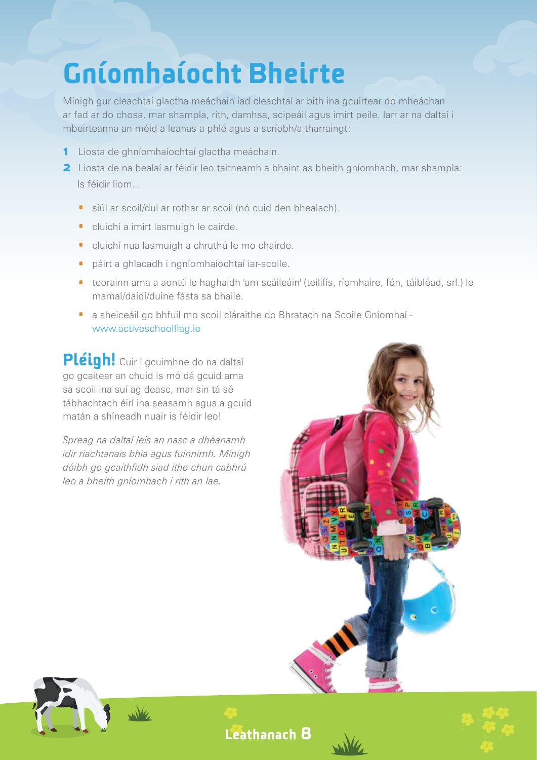# Gníomhaíocht Bheirte

Mínigh gur cleachtaí glactha meáchain iad cleachtaí ar bith ina gcuirtear do mheáchan ar fad ar do chosa, mar shampla, rith, damhsa, scipeáil agus imirt peile. Iarr ar na daltaí i mbeirteanna an méid a leanas a phlé agus a scríobh/a tharraingt:

1. Liosta de ghníomhaíochtaí glactha meáchain.
2. Liosta de na bealaí ar féidir leo taitneamh a bhaint as bheith gníomhach, mar shampla: Is féidir liom...
   - siúl ar scoil/dul ar rothar ar scoil (nó cuid den bhealach).
   - cluichí a imirt lasmuigh le cairde.
   - cluichí nua lasmuigh a chruthú le mo chairde.
   - páirt a ghlacadh i ngníomhaíochtaí iar-scoile.
   - teorainn ama a aontú le haghaidh 'am scáileáin' (teilifís, ríomhaire, fón, táibléad, srl.) le mamaí/daidí/duine fásta sa bhaile.
   - a sheiceáil go bhfuil mo scoil cláraithe do Bhratach na Scoile Gníomhaí - www.activeschoolflag.ie

**Pléigh!** Cuir i gcuimhne do na daltaí go gcaitear an chuid is mó dá gcuid ama sa scoil ina suí ag deasc, mar sin tá sé tábhachtach éirí ina seasamh agus a gcuid matán a shíneadh nuair is féidir leo!

*Spreag na daltaí leis an nasc a dhéanamh idir riachtanais bhia agus fuinnimh. Mínigh dóibh go gcaithfidh siad ithe chun cabhrú leo a bheith gníomhach i rith an lae.*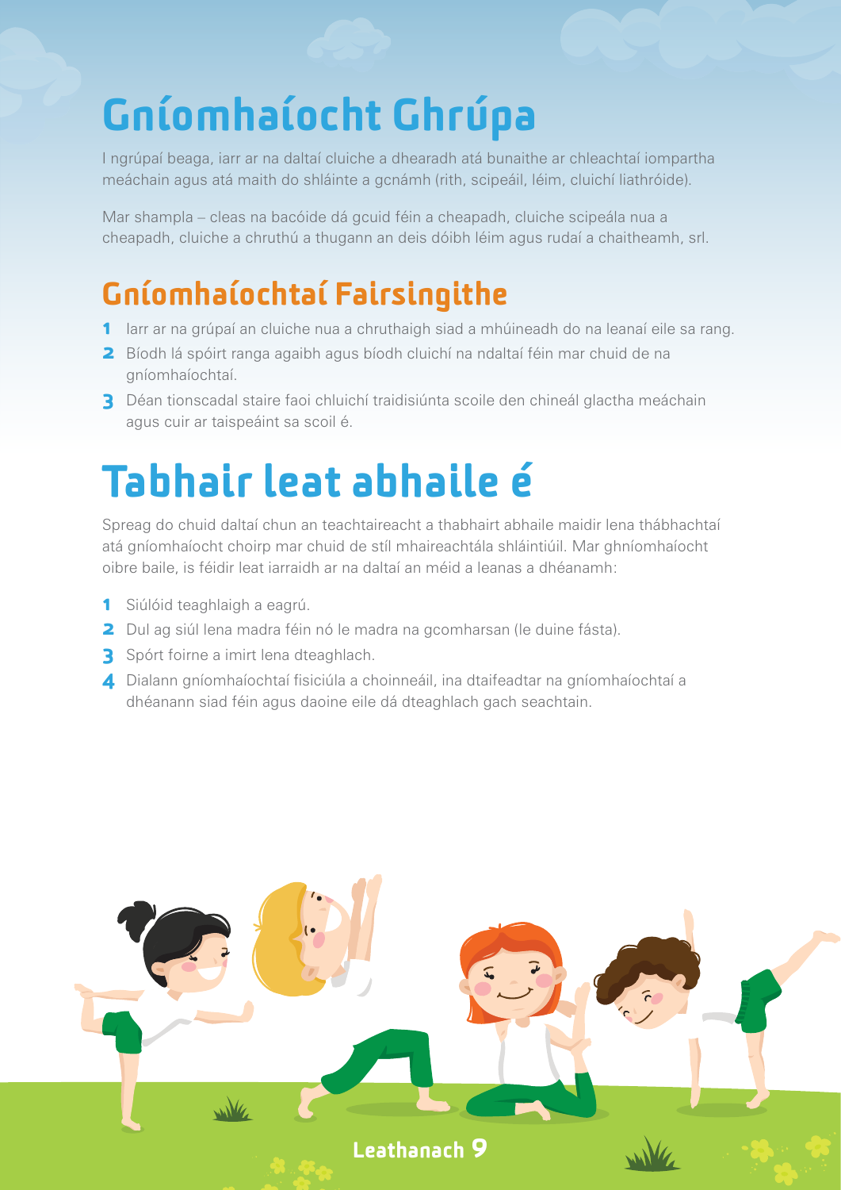# Gníomhaíocht Ghrúpa

I ngrúpaí beaga, iarr ar na daltaí cluiche a dhearadh atá bunaithe ar chleachtaí iompartha meáchain agus atá maith do shláinte a gcnámh (rith, scipeáil, léim, cluichí liathróide).

Mar shampla – cleas na bacóide dá gcuid féin a cheapadh, cluiche scipeála nua a cheapadh, cluiche a chruthú a thugann an deis dóibh léim agus rudaí a chaitheamh, srl.

## Gníomhaíochtaí Fairsingithe

1. Iarr ar na grúpaí an cluiche nua a chruthaigh siad a mhúineadh do na leanaí eile sa rang.
2. Bíodh lá spóirt ranga agaibh agus bíodh cluichí na ndaltaí féin mar chuid de na gníomhaíochtaí.
3. Déan tionscadal staire faoi chluichí traidisiúnta scoile den chineál glactha meáchain agus cuir ar taispeáint sa scoil é.

# Tabhair leat abhaile é

Spreag do chuid daltaí chun an teachtaireacht a thabhairt abhaile maidir lena thábhachtaí atá gníomhaíocht choirp mar chuid de stíl mhaireachtála shláintiúil. Mar ghníomhaíocht oibre baile, is féidir leat iarraidh ar na daltaí an méid a leanas a dhéanamh:

1. Siúlóid teaghlaigh a eagrú.
2. Dul ag siúl lena madra féin nó le madra na gcomharsan (le duine fásta).
3. Spórt foirne a imirt lena dteaghlach.
4. Dialann gníomhaíochtaí fisiciúla a choinneáil, ina dtaifeadtar na gníomhaíochtaí a dhéanann siad féin agus daoine eile dá dteaghlach gach seachtain.